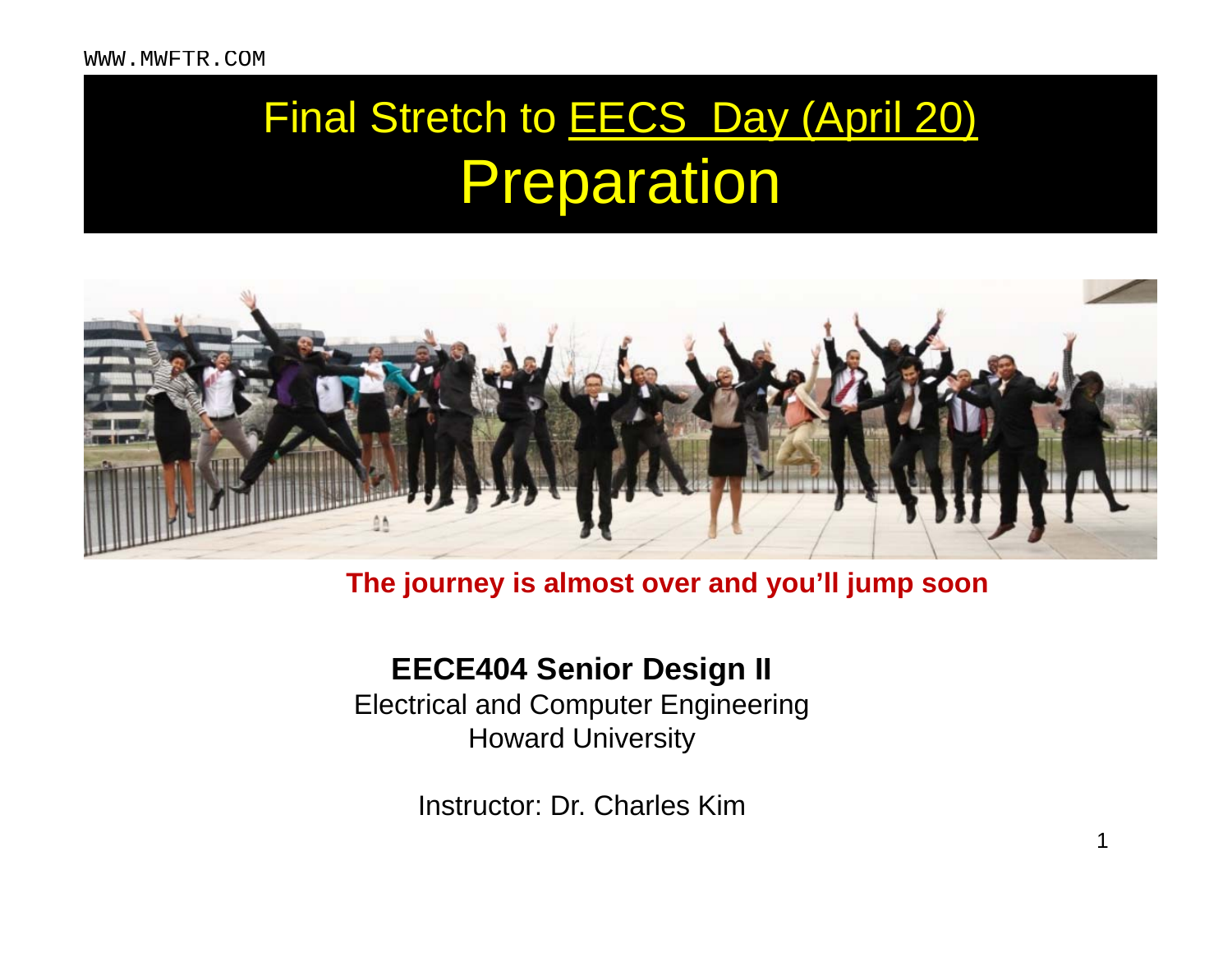# Final Stretch to EECS Day (April 20)

# Preparation

**The journey is almost over and you'll jump soon**

**EECE404 Senior Design II**

Electrical and Computer Engineering

Howard University

Instructor: Dr. Charles Kim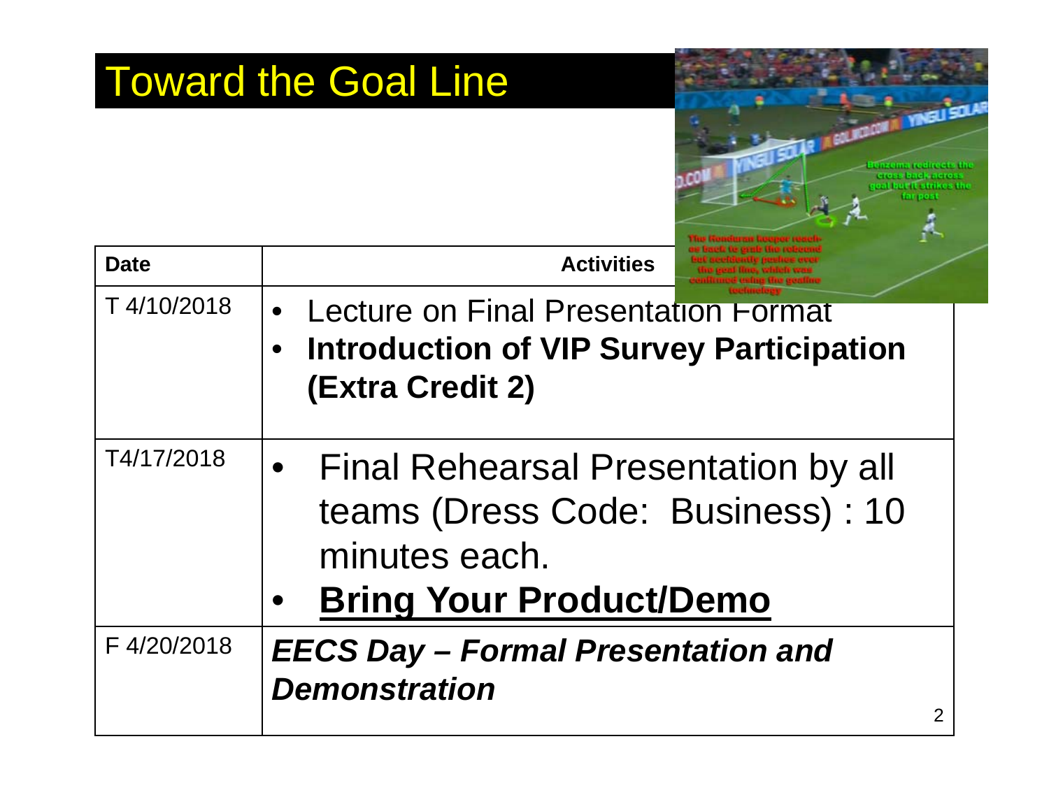# Toward the Goal Line

| Date | Activities |
| --- | --- |
| T 4/10/2018 | • Lecture on Final Presentation Format<br>• **Introduction of VIP Survey Participation (Extra Credit 2)** |
| T4/17/2018 | • Final Rehearsal Presentation by all teams (Dress Code: Business) : 10 minutes each.<br>• **<u>Bring Your Product/Demo</u>** |
| F 4/20/2018 | ***EECS Day – Formal Presentation and Demonstration*** |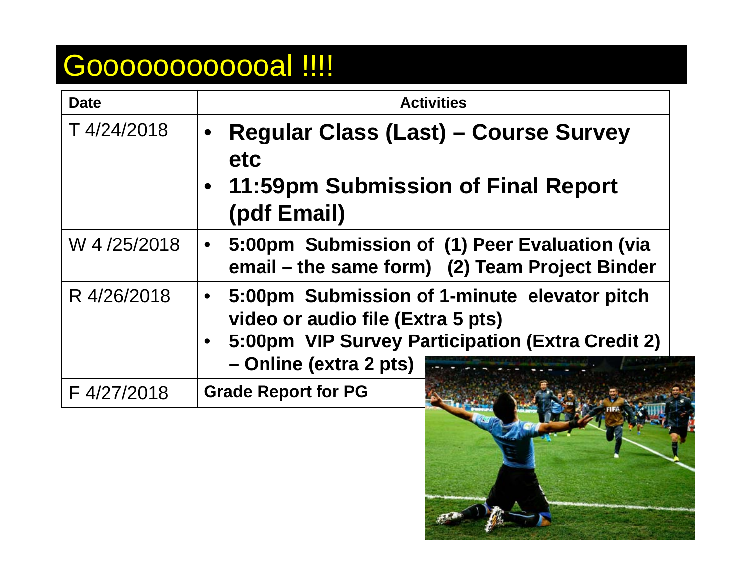# Gooooooooooal !!!!

| Date | Activities |
|---|---|
| T 4/24/2018 | • **Regular Class (Last) – Course Survey etc** <br> • **11:59pm Submission of Final Report (pdf Email)** |
| W 4 /25/2018 | • **5:00pm Submission of (1) Peer Evaluation (via email – the same form) (2) Team Project Binder** |
| R 4/26/2018 | • **5:00pm Submission of 1-minute elevator pitch video or audio file (Extra 5 pts)** <br> • **5:00pm VIP Survey Participation (Extra Credit 2) – Online (extra 2 pts)** |
| F 4/27/2018 | **Grade Report for PG** |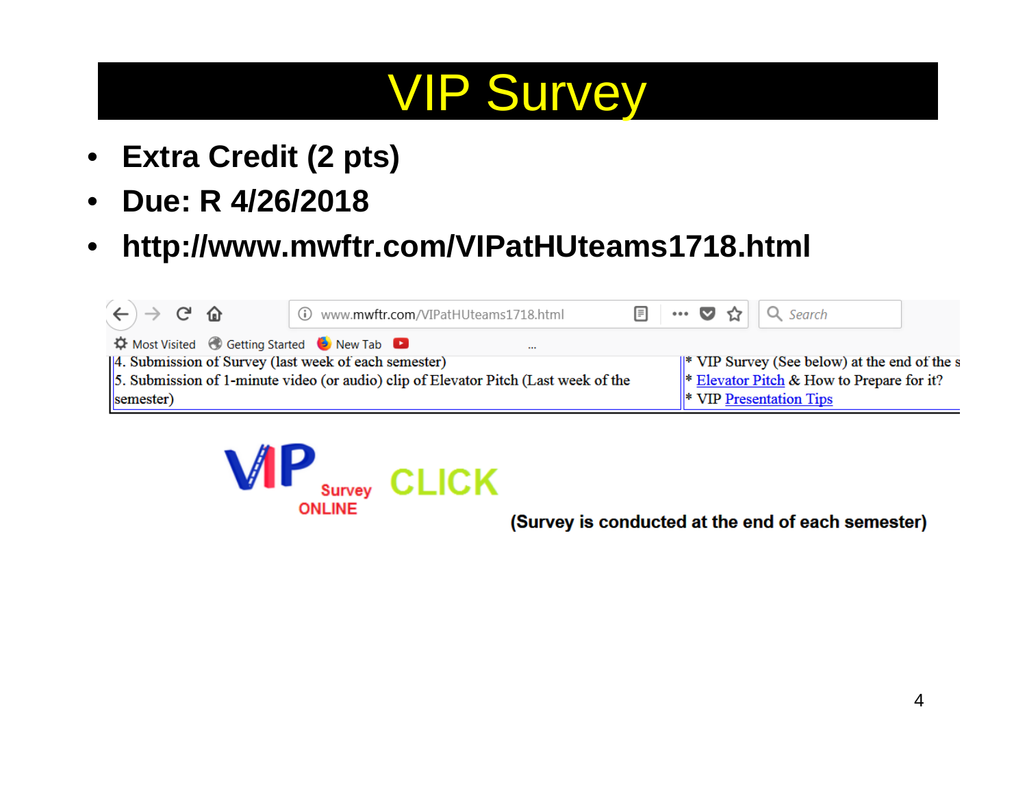# VIP Survey

- **Extra Credit (2 pts)**
- **Due: R 4/26/2018**
- **http://www.mwftr.com/VIPatHUteams1718.html**

www.mwftr.com/VIPatHUteams1718.html

| | |
|---|---|
| 4. Submission of Survey (last week of each semester)<br>5. Submission of 1-minute video (or audio) clip of Elevator Pitch (Last week of the semester) | * VIP Survey (See below) at the end of the s<br>* Elevator Pitch & How to Prepare for it?<br>* VIP Presentation Tips |

VIP Survey ONLINE CLICK

**(Survey is conducted at the end of each semester)**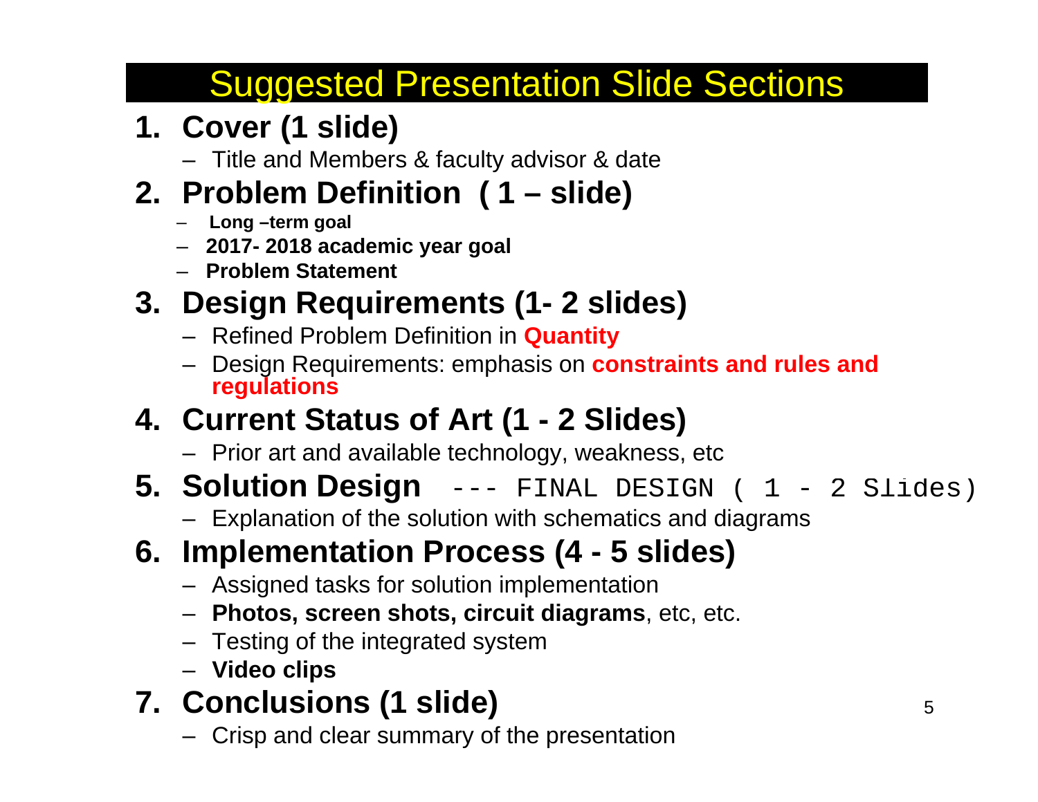# Suggested Presentation Slide Sections

1. **Cover (1 slide)**
   - Title and Members & faculty advisor & date
2. **Problem Definition ( 1 – slide)**
   - **Long –term goal**
   - **2017- 2018 academic year goal**
   - **Problem Statement**
3. **Design Requirements (1- 2 slides)**
   - Refined Problem Definition in **Quantity**
   - Design Requirements: emphasis on **constraints and rules and regulations**
4. **Current Status of Art (1 - 2 Slides)**
   - Prior art and available technology, weakness, etc
5. **Solution Design** --- FINAL DESIGN ( 1 - 2 Slides)
   - Explanation of the solution with schematics and diagrams
6. **Implementation Process (4 - 5 slides)**
   - Assigned tasks for solution implementation
   - **Photos, screen shots, circuit diagrams**, etc, etc.
   - Testing of the integrated system
   - **Video clips**
7. **Conclusions (1 slide)**
   - Crisp and clear summary of the presentation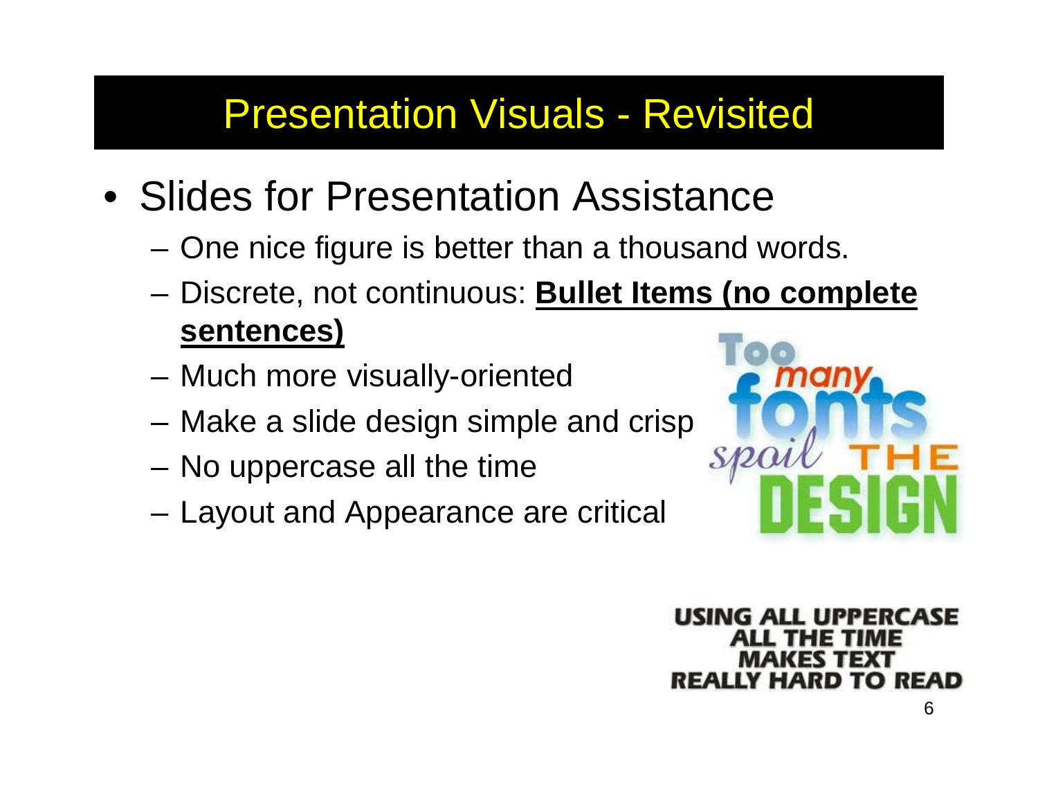# Presentation Visuals - Revisited

- Slides for Presentation Assistance
  - One nice figure is better than a thousand words.
  - Discrete, not continuous: **Bullet Items (no complete sentences)**
  - Much more visually-oriented
  - Make a slide design simple and crisp
  - No uppercase all the time
  - Layout and Appearance are critical

Too many fonts spoil THE DESIGN

USING ALL UPPERCASE ALL THE TIME MAKES TEXT REALLY HARD TO READ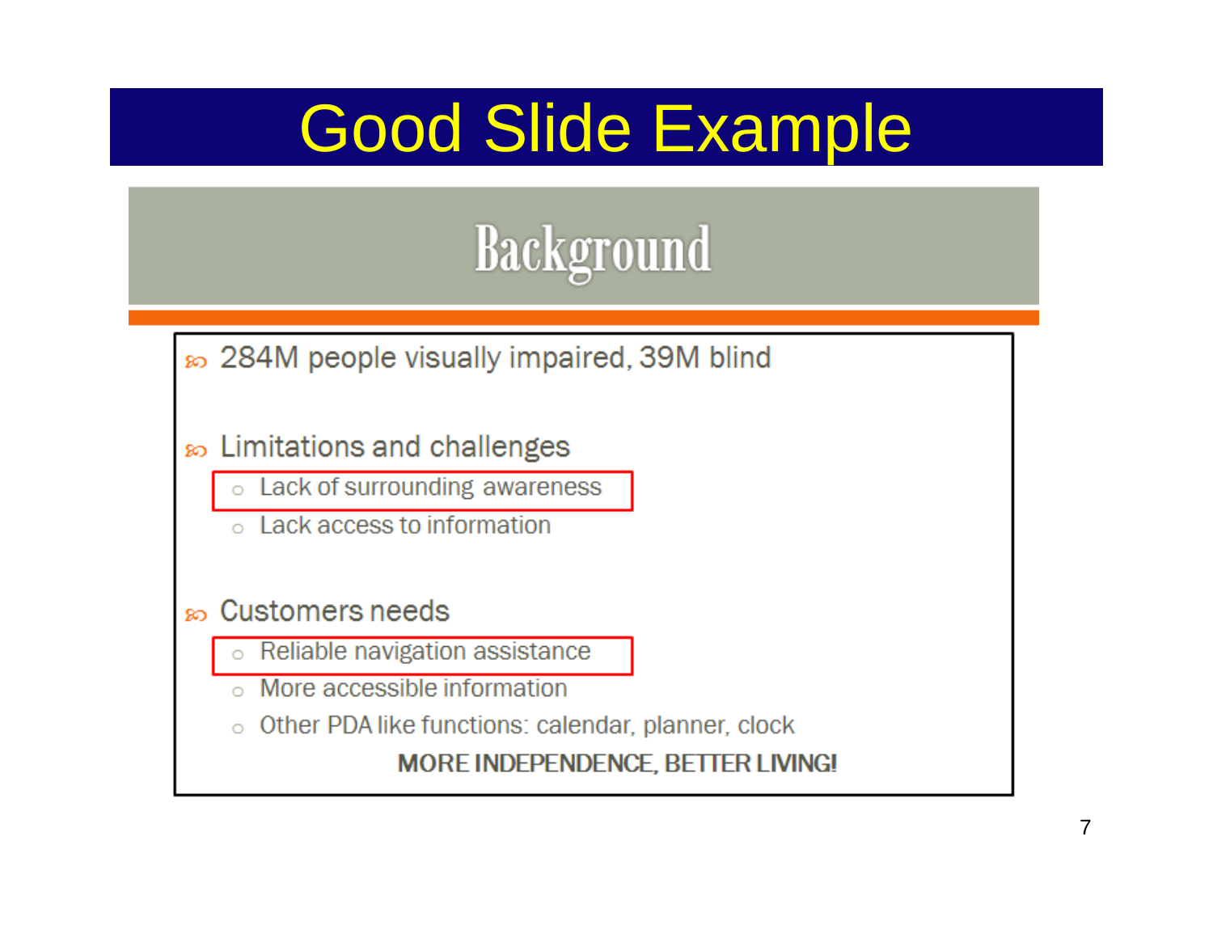# Good Slide Example

## Background

- 284M people visually impaired, 39M blind
- Limitations and challenges
  - Lack of surrounding awareness
  - Lack access to information
- Customers needs
  - Reliable navigation assistance
  - More accessible information
  - Other PDA like functions: calendar, planner, clock

**MORE INDEPENDENCE, BETTER LIVING!**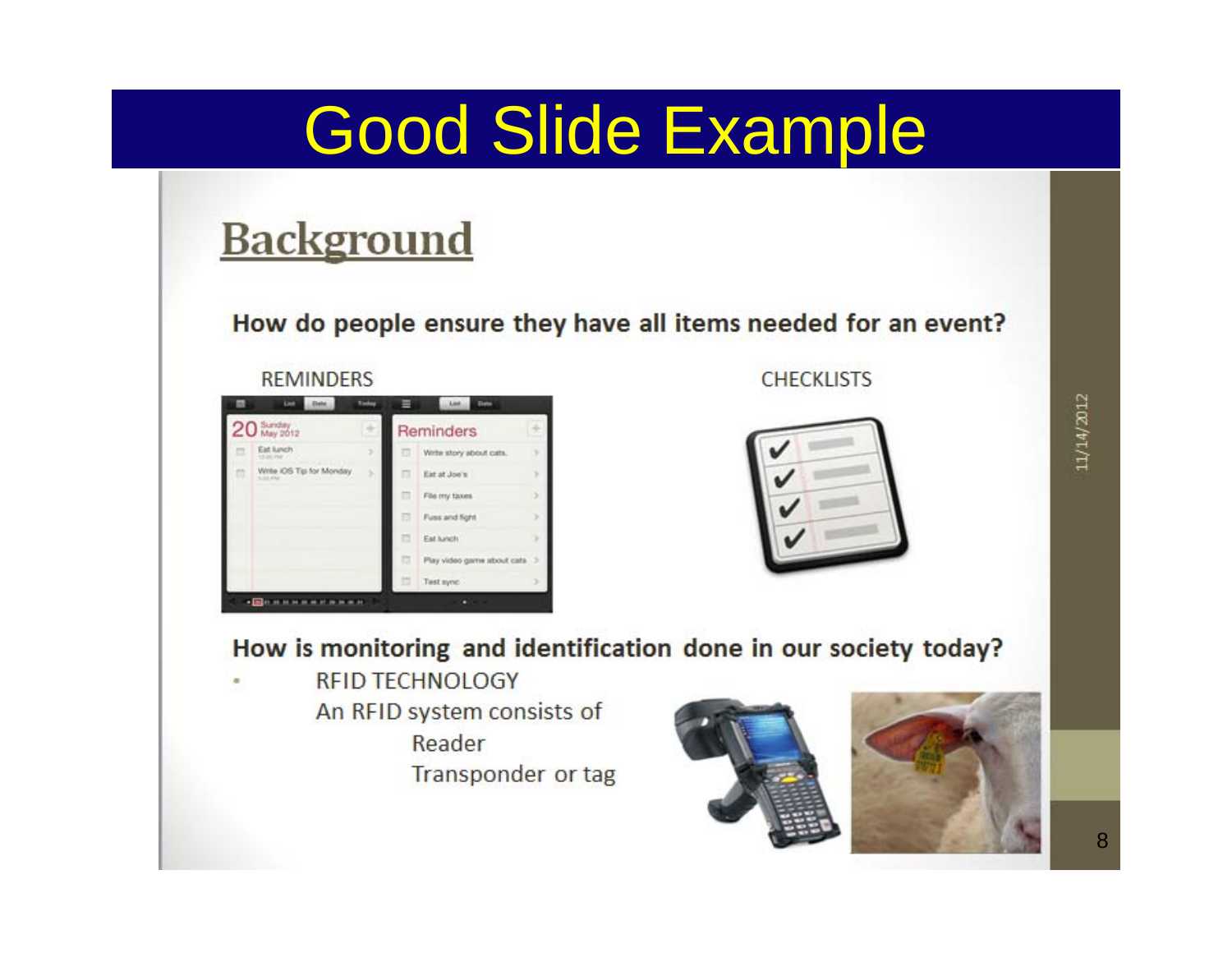# Good Slide Example

## Background

**How do people ensure they have all items needed for an event?**

REMINDERS

CHECKLISTS

**How is monitoring and identification done in our society today?**

- RFID TECHNOLOGY
  - An RFID system consists of
    - Reader
    - Transponder or tag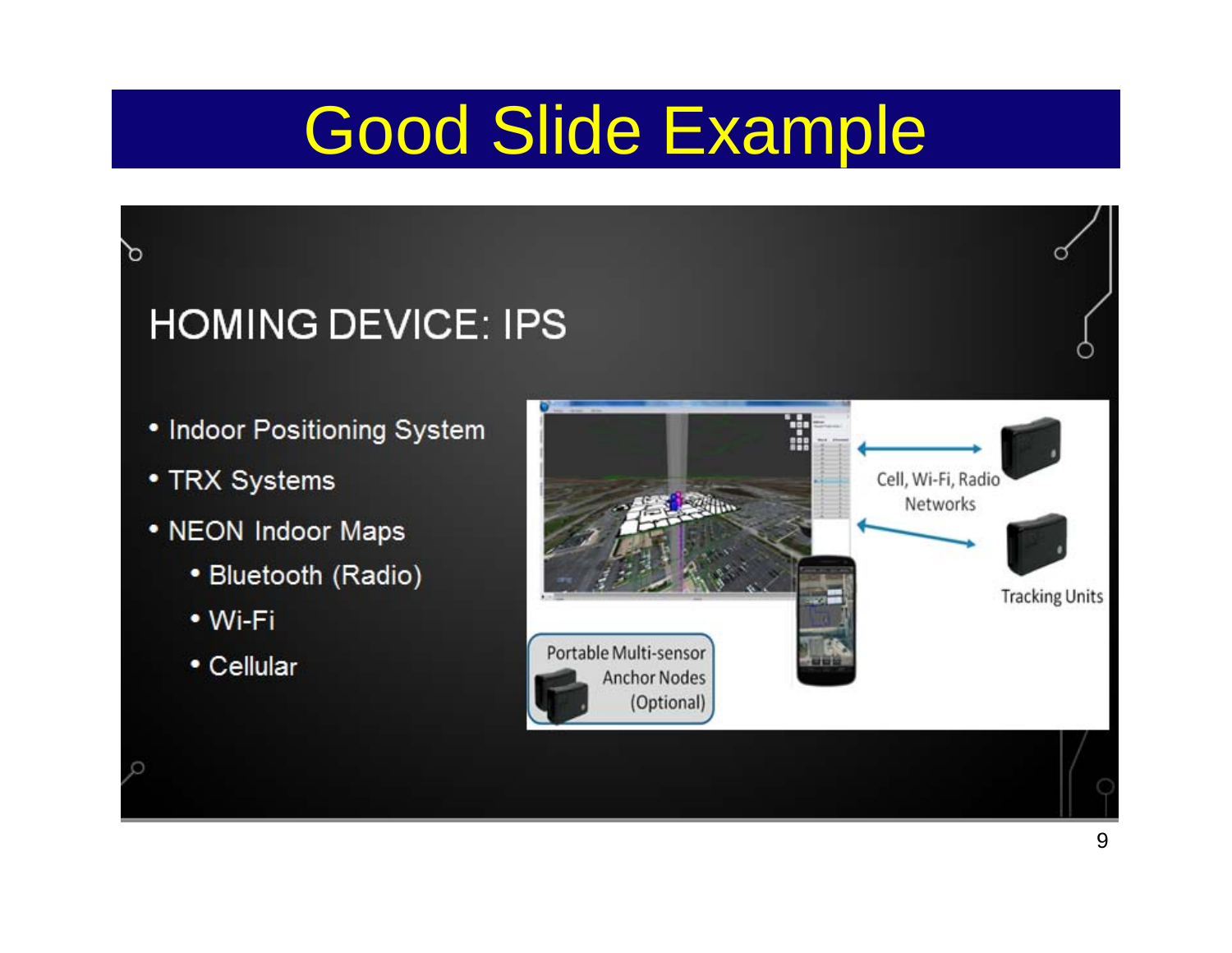# Good Slide Example

## HOMING DEVICE: IPS

- Indoor Positioning System
- TRX Systems
- NEON Indoor Maps
  - Bluetooth (Radio)
  - Wi-Fi
  - Cellular

Cell, Wi-Fi, Radio Networks

Tracking Units

Portable Multi-sensor Anchor Nodes (Optional)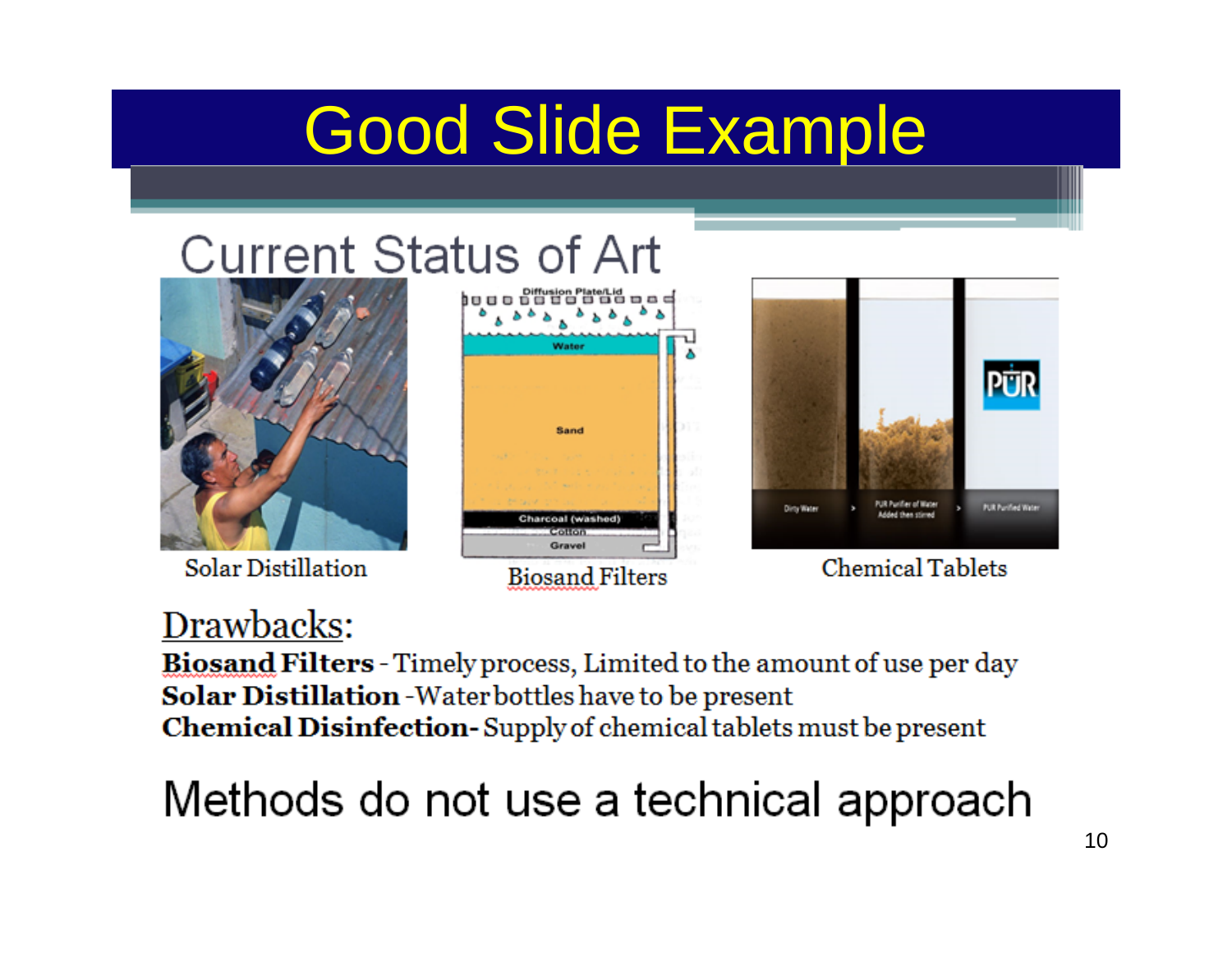# Good Slide Example

## Current Status of Art

Solar Distillation

Biosand Filters

Chemical Tablets

Drawbacks:

**Biosand Filters** - Timely process, Limited to the amount of use per day
**Solar Distillation** -Water bottles have to be present
**Chemical Disinfection-** Supply of chemical tablets must be present

Methods do not use a technical approach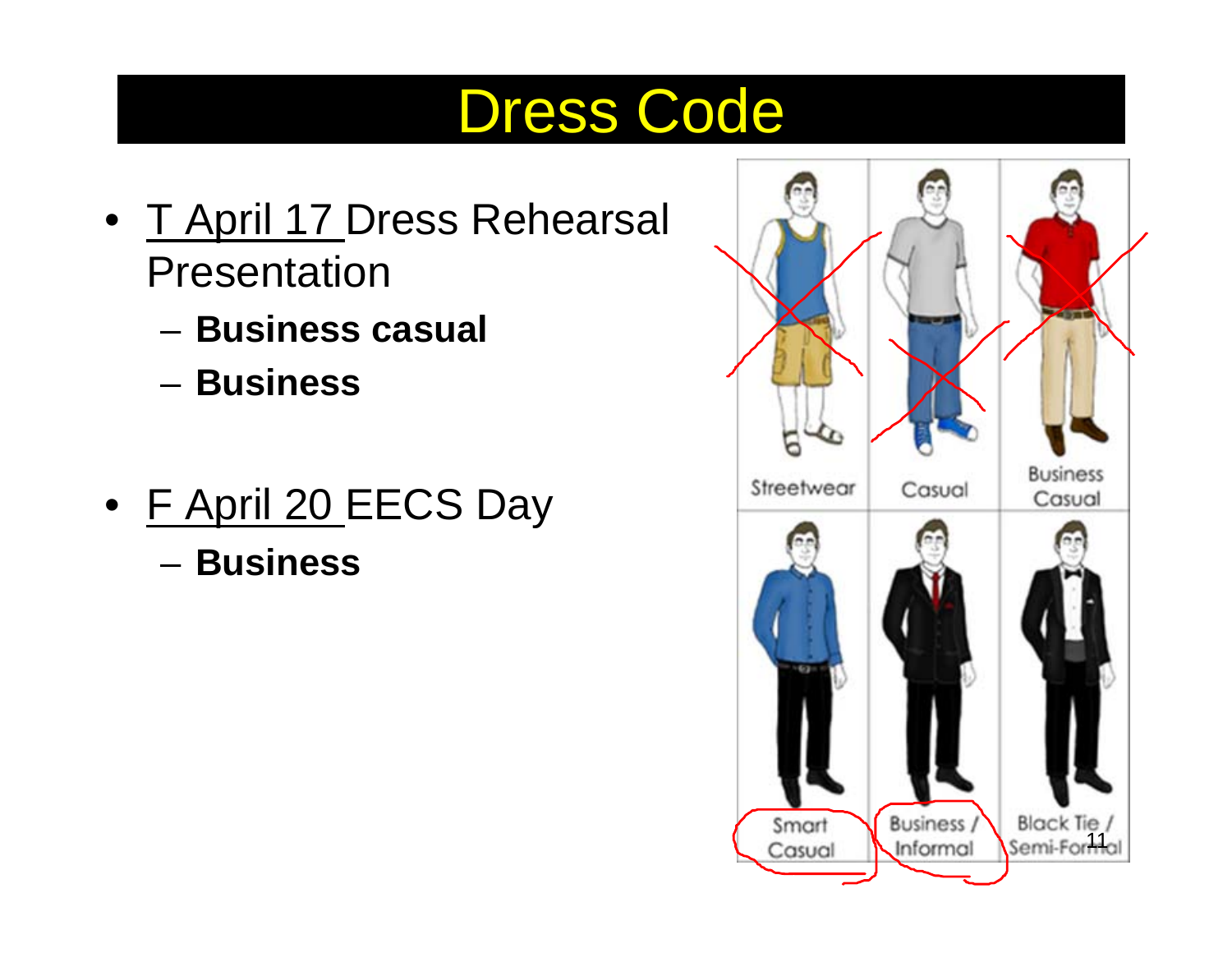# Dress Code

- T April 17 Dress Rehearsal Presentation
  - **Business casual**
  - **Business**
- F April 20 EECS Day
  - **Business**

Streetwear | Casual | Business Casual

Smart Casual | Business / Informal | Black Tie / Semi-Formal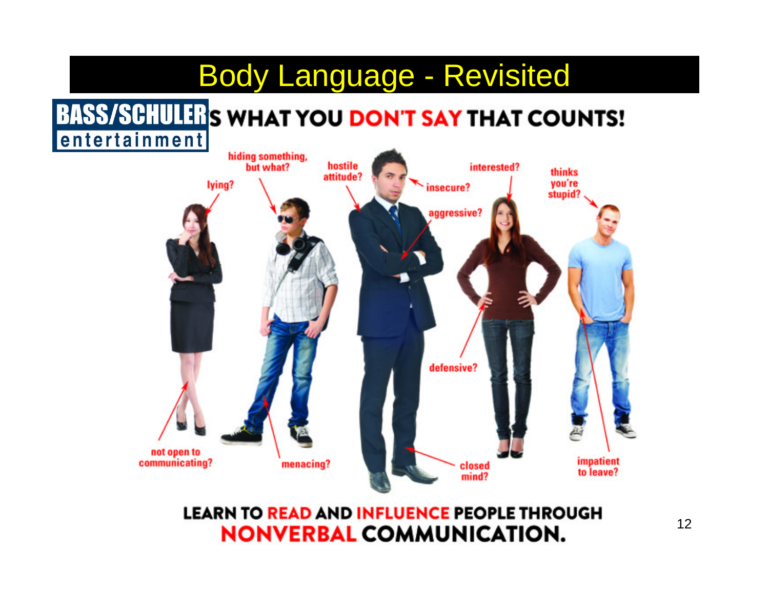# Body Language - Revisited

**BASS/SCHULER entertainment**

**IT'S WHAT YOU DON'T SAY THAT COUNTS!**

lying?

hiding something, but what?

hostile attitude?

insecure?

aggressive?

interested?

thinks you're stupid?

defensive?

not open to communicating?

menacing?

closed mind?

impatient to leave?

**LEARN TO READ AND INFLUENCE PEOPLE THROUGH NONVERBAL COMMUNICATION.**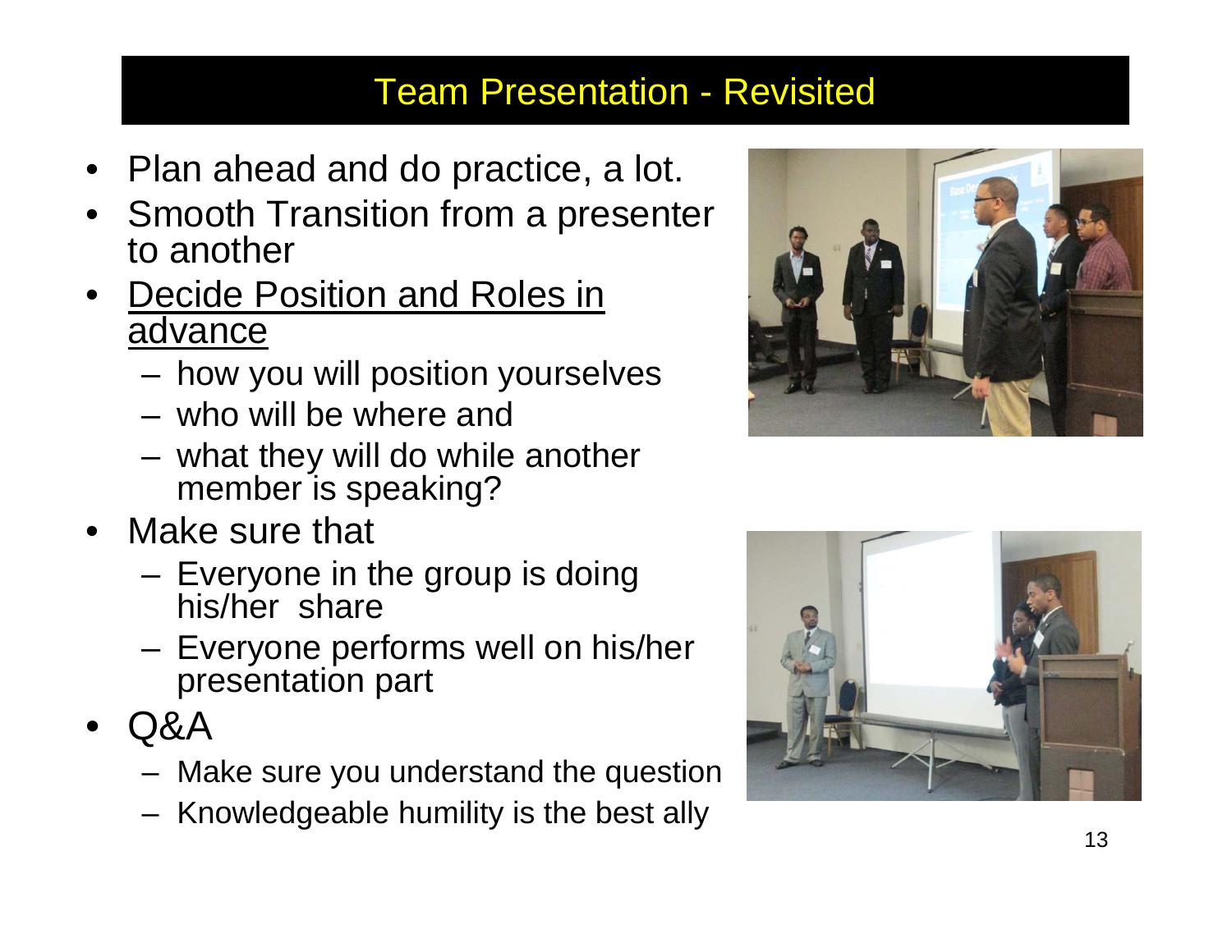# Team Presentation - Revisited

- Plan ahead and do practice, a lot.
- Smooth Transition from a presenter to another
- Decide Position and Roles in advance
  - how you will position yourselves
  - who will be where and
  - what they will do while another member is speaking?
- Make sure that
  - Everyone in the group is doing his/her share
  - Everyone performs well on his/her presentation part
- Q&A
  - Make sure you understand the question
  - Knowledgeable humility is the best ally